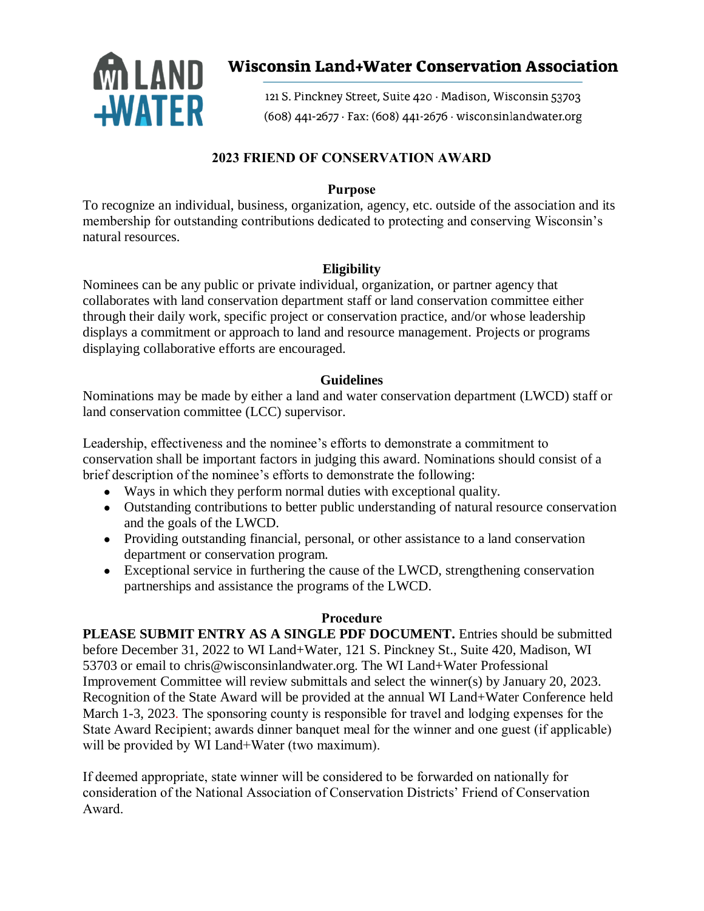**Wisconsin Land+Water Conservation Association**

121 S. Pinckney Street, Suite 420 · Madison, Wisconsin 53703
(608) 441-2677 · Fax: (608) 441-2676 · wisconsinlandwater.org

# 2023 FRIEND OF CONSERVATION AWARD

## Purpose

To recognize an individual, business, organization, agency, etc. outside of the association and its membership for outstanding contributions dedicated to protecting and conserving Wisconsin's natural resources.

## Eligibility

Nominees can be any public or private individual, organization, or partner agency that collaborates with land conservation department staff or land conservation committee either through their daily work, specific project or conservation practice, and/or whose leadership displays a commitment or approach to land and resource management. Projects or programs displaying collaborative efforts are encouraged.

## Guidelines

Nominations may be made by either a land and water conservation department (LWCD) staff or land conservation committee (LCC) supervisor.

Leadership, effectiveness and the nominee's efforts to demonstrate a commitment to conservation shall be important factors in judging this award. Nominations should consist of a brief description of the nominee's efforts to demonstrate the following:

- Ways in which they perform normal duties with exceptional quality.
- Outstanding contributions to better public understanding of natural resource conservation and the goals of the LWCD.
- Providing outstanding financial, personal, or other assistance to a land conservation department or conservation program.
- Exceptional service in furthering the cause of the LWCD, strengthening conservation partnerships and assistance the programs of the LWCD.

## Procedure

**PLEASE SUBMIT ENTRY AS A SINGLE PDF DOCUMENT.** Entries should be submitted before December 31, 2022 to WI Land+Water, 121 S. Pinckney St., Suite 420, Madison, WI 53703 or email to chris@wisconsinlandwater.org. The WI Land+Water Professional Improvement Committee will review submittals and select the winner(s) by January 20, 2023. Recognition of the State Award will be provided at the annual WI Land+Water Conference held March 1-3, 2023. The sponsoring county is responsible for travel and lodging expenses for the State Award Recipient; awards dinner banquet meal for the winner and one guest (if applicable) will be provided by WI Land+Water (two maximum).

If deemed appropriate, state winner will be considered to be forwarded on nationally for consideration of the National Association of Conservation Districts' Friend of Conservation Award.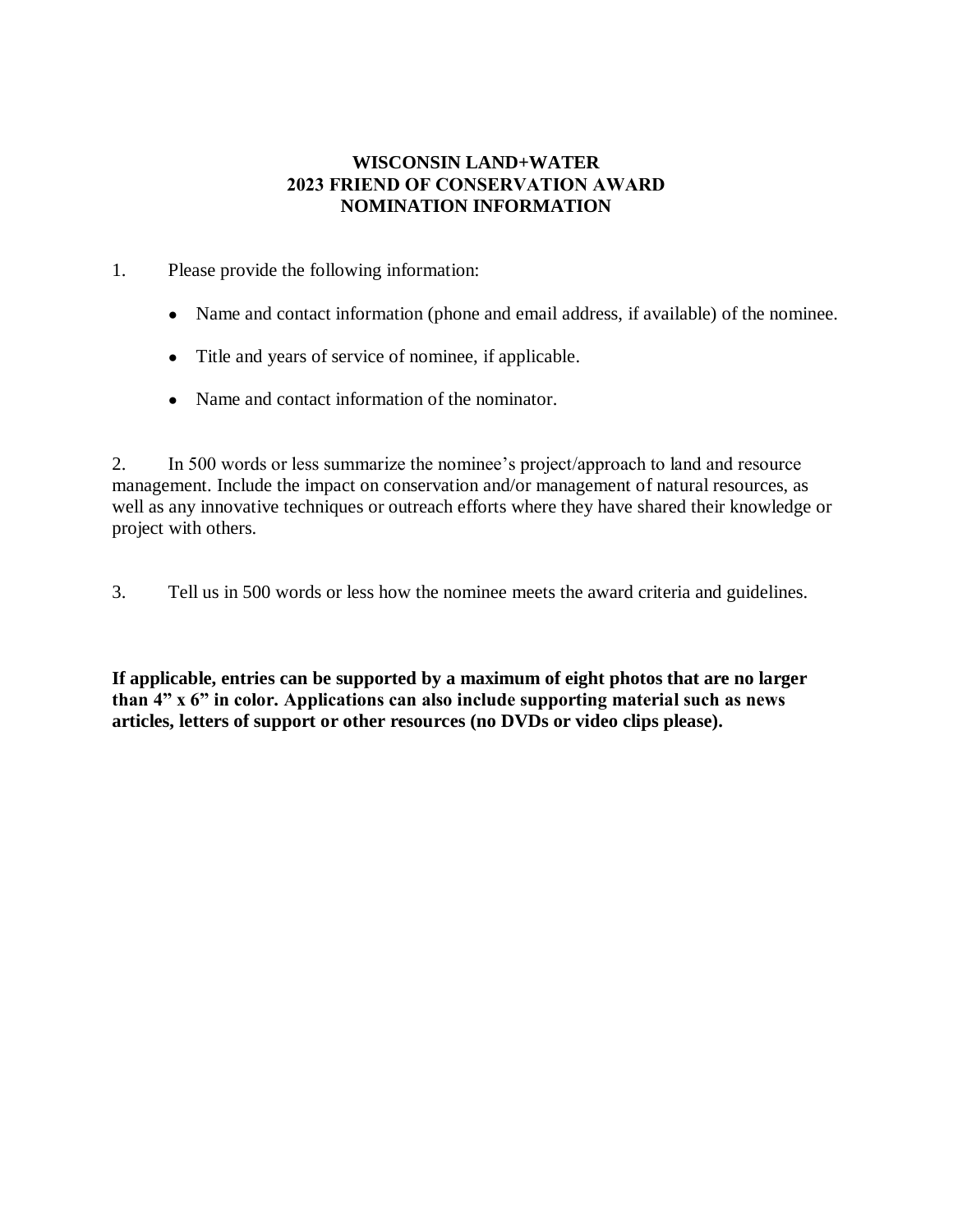# WISCONSIN LAND+WATER
# 2023 FRIEND OF CONSERVATION AWARD
# NOMINATION INFORMATION

1. Please provide the following information:

   - Name and contact information (phone and email address, if available) of the nominee.
   - Title and years of service of nominee, if applicable.
   - Name and contact information of the nominator.

2. In 500 words or less summarize the nominee's project/approach to land and resource management. Include the impact on conservation and/or management of natural resources, as well as any innovative techniques or outreach efforts where they have shared their knowledge or project with others.

3. Tell us in 500 words or less how the nominee meets the award criteria and guidelines.

**If applicable, entries can be supported by a maximum of eight photos that are no larger than 4" x 6" in color. Applications can also include supporting material such as news articles, letters of support or other resources (no DVDs or video clips please).**